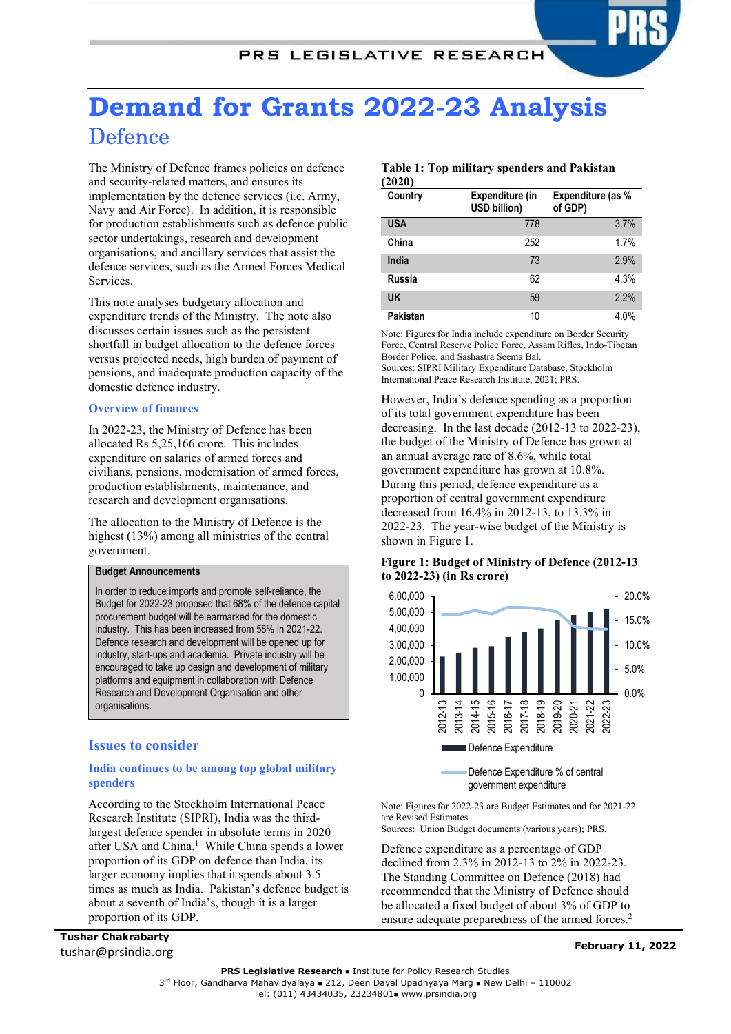# Demand for Grants 2022-23 Analysis

## Defence

The Ministry of Defence frames policies on defence and security-related matters, and ensures its implementation by the defence services (i.e. Army, Navy and Air Force). In addition, it is responsible for production establishments such as defence public sector undertakings, research and development organisations, and ancillary services that assist the defence services, such as the Armed Forces Medical Services.

This note analyses budgetary allocation and expenditure trends of the Ministry. The note also discusses certain issues such as the persistent shortfall in budget allocation to the defence forces versus projected needs, high burden of payment of pensions, and inadequate production capacity of the domestic defence industry.

### Overview of finances

In 2022-23, the Ministry of Defence has been allocated Rs 5,25,166 crore. This includes expenditure on salaries of armed forces and civilians, pensions, modernisation of armed forces, production establishments, maintenance, and research and development organisations.

The allocation to the Ministry of Defence is the highest (13%) among all ministries of the central government.

> **Budget Announcements**
>
> In order to reduce imports and promote self-reliance, the Budget for 2022-23 proposed that 68% of the defence capital procurement budget will be earmarked for the domestic industry. This has been increased from 58% in 2021-22. Defence research and development will be opened up for industry, start-ups and academia. Private industry will be encouraged to take up design and development of military platforms and equipment in collaboration with Defence Research and Development Organisation and other organisations.

## Issues to consider

### India continues to be among top global military spenders

According to the Stockholm International Peace Research Institute (SIPRI), India was the third-largest defence spender in absolute terms in 2020 after USA and China.[1] While China spends a lower proportion of its GDP on defence than India, its larger economy implies that it spends about 3.5 times as much as India. Pakistan's defence budget is about a seventh of India's, though it is a larger proportion of its GDP.

**Table 1: Top military spenders and Pakistan (2020)**

| Country | Expenditure (in USD billion) | Expenditure (as % of GDP) |
|---|---|---|
| USA | 778 | 3.7% |
| China | 252 | 1.7% |
| India | 73 | 2.9% |
| Russia | 62 | 4.3% |
| UK | 59 | 2.2% |
| Pakistan | 10 | 4.0% |

Note: Figures for India include expenditure on Border Security Force, Central Reserve Police Force, Assam Rifles, Indo-Tibetan Border Police, and Sashastra Seema Bal.
Sources: SIPRI Military Expenditure Database, Stockholm International Peace Research Institute, 2021; PRS.

However, India's defence spending as a proportion of its total government expenditure has been decreasing. In the last decade (2012-13 to 2022-23), the budget of the Ministry of Defence has grown at an annual average rate of 8.6%, while total government expenditure has grown at 10.8%. During this period, defence expenditure as a proportion of central government expenditure decreased from 16.4% in 2012-13, to 13.3% in 2022-23. The year-wise budget of the Ministry is shown in Figure 1.

**Figure 1: Budget of Ministry of Defence (2012-13 to 2022-23) (in Rs crore)**

Note: Figures for 2022-23 are Budget Estimates and for 2021-22 are Revised Estimates.
Sources: Union Budget documents (various years); PRS.

Defence expenditure as a percentage of GDP declined from 2.3% in 2012-13 to 2% in 2022-23. The Standing Committee on Defence (2018) had recommended that the Ministry of Defence should be allocated a fixed budget of about 3% of GDP to ensure adequate preparedness of the armed forces.[2]

Tushar Chakrabarty
tushar@prsindia.org

February 11, 2022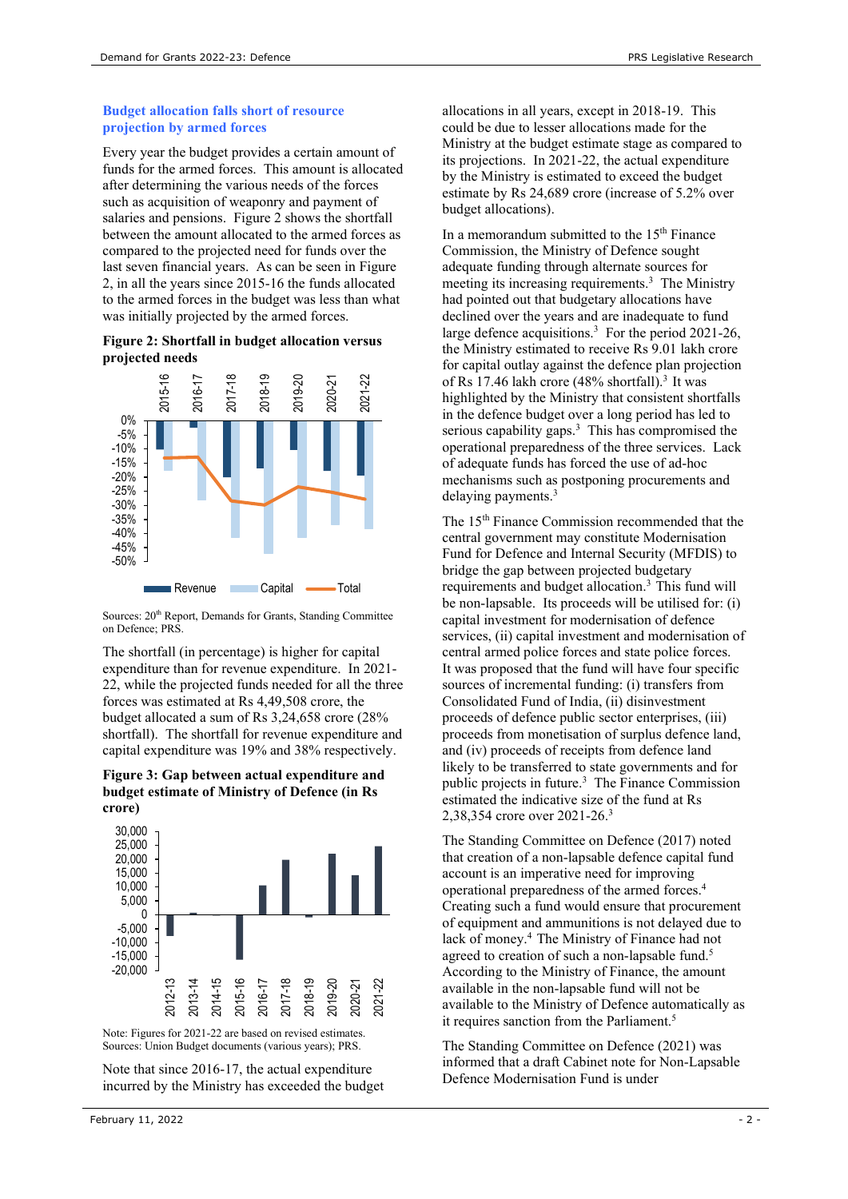### Budget allocation falls short of resource projection by armed forces

Every year the budget provides a certain amount of funds for the armed forces. This amount is allocated after determining the various needs of the forces such as acquisition of weaponry and payment of salaries and pensions. Figure 2 shows the shortfall between the amount allocated to the armed forces as compared to the projected need for funds over the last seven financial years. As can be seen in Figure 2, in all the years since 2015-16 the funds allocated to the armed forces in the budget was less than what was initially projected by the armed forces.

**Figure 2: Shortfall in budget allocation versus projected needs**

Sources: 20th Report, Demands for Grants, Standing Committee on Defence; PRS.

The shortfall (in percentage) is higher for capital expenditure than for revenue expenditure. In 2021-22, while the projected funds needed for all the three forces was estimated at Rs 4,49,508 crore, the budget allocated a sum of Rs 3,24,658 crore (28% shortfall). The shortfall for revenue expenditure and capital expenditure was 19% and 38% respectively.

**Figure 3: Gap between actual expenditure and budget estimate of Ministry of Defence (in Rs crore)**

Note: Figures for 2021-22 are based on revised estimates.
Sources: Union Budget documents (various years); PRS.

Note that since 2016-17, the actual expenditure incurred by the Ministry has exceeded the budget allocations in all years, except in 2018-19. This could be due to lesser allocations made for the Ministry at the budget estimate stage as compared to its projections. In 2021-22, the actual expenditure by the Ministry is estimated to exceed the budget estimate by Rs 24,689 crore (increase of 5.2% over budget allocations).

In a memorandum submitted to the 15th Finance Commission, the Ministry of Defence sought adequate funding through alternate sources for meeting its increasing requirements.[3] The Ministry had pointed out that budgetary allocations have declined over the years and are inadequate to fund large defence acquisitions.[3] For the period 2021-26, the Ministry estimated to receive Rs 9.01 lakh crore for capital outlay against the defence plan projection of Rs 17.46 lakh crore (48% shortfall).[3] It was highlighted by the Ministry that consistent shortfalls in the defence budget over a long period has led to serious capability gaps.[3] This has compromised the operational preparedness of the three services. Lack of adequate funds has forced the use of ad-hoc mechanisms such as postponing procurements and delaying payments.[3]

The 15th Finance Commission recommended that the central government may constitute Modernisation Fund for Defence and Internal Security (MFDIS) to bridge the gap between projected budgetary requirements and budget allocation.[3] This fund will be non-lapsable. Its proceeds will be utilised for: (i) capital investment for modernisation of defence services, (ii) capital investment and modernisation of central armed police forces and state police forces. It was proposed that the fund will have four specific sources of incremental funding: (i) transfers from Consolidated Fund of India, (ii) disinvestment proceeds of defence public sector enterprises, (iii) proceeds from monetisation of surplus defence land, and (iv) proceeds of receipts from defence land likely to be transferred to state governments and for public projects in future.[3] The Finance Commission estimated the indicative size of the fund at Rs 2,38,354 crore over 2021-26.[3]

The Standing Committee on Defence (2017) noted that creation of a non-lapsable defence capital fund account is an imperative need for improving operational preparedness of the armed forces.[4] Creating such a fund would ensure that procurement of equipment and ammunitions is not delayed due to lack of money.[4] The Ministry of Finance had not agreed to creation of such a non-lapsable fund.[5] According to the Ministry of Finance, the amount available in the non-lapsable fund will not be available to the Ministry of Defence automatically as it requires sanction from the Parliament.[5]

The Standing Committee on Defence (2021) was informed that a draft Cabinet note for Non-Lapsable Defence Modernisation Fund is under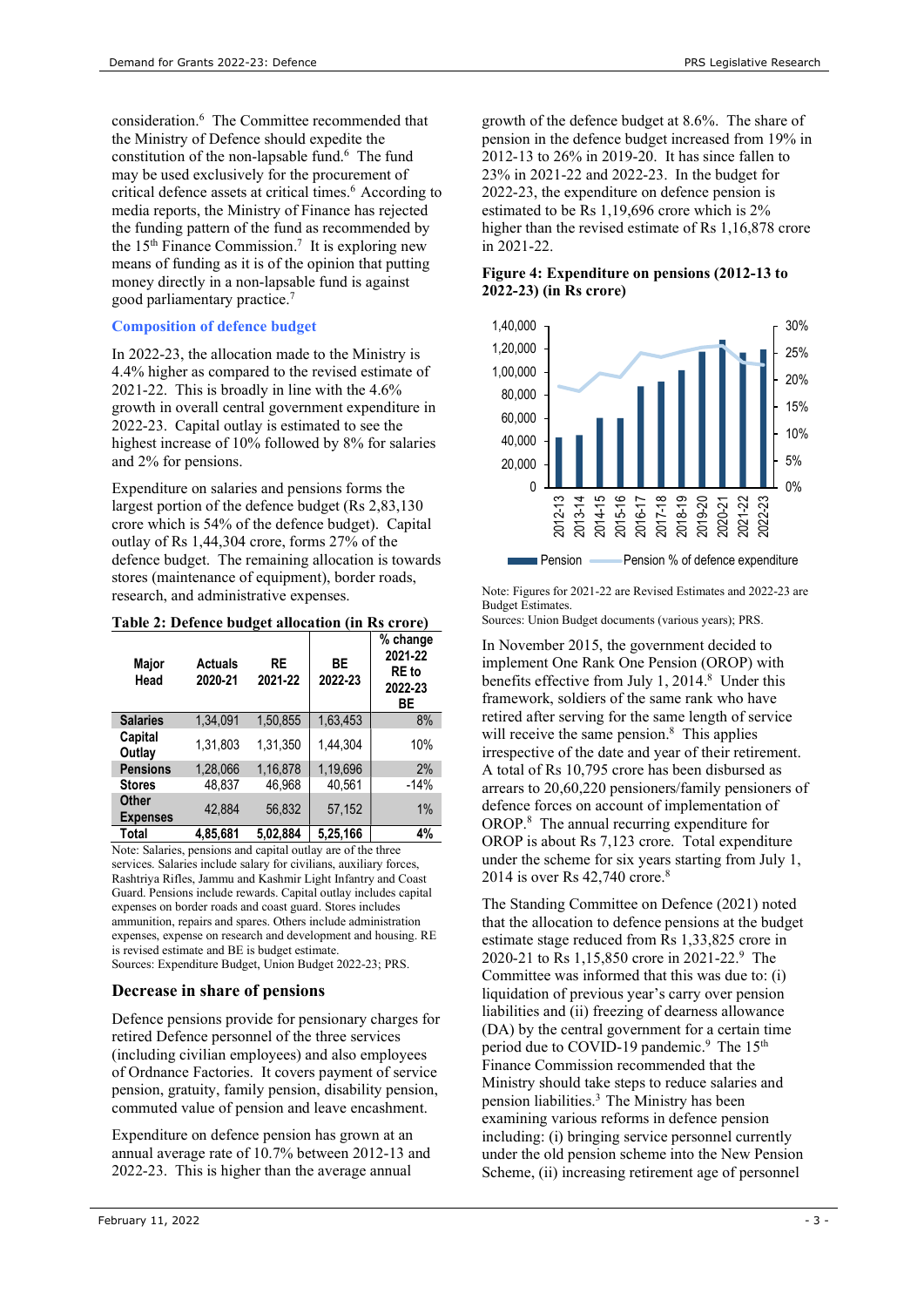consideration.[6] The Committee recommended that the Ministry of Defence should expedite the constitution of the non-lapsable fund.[6] The fund may be used exclusively for the procurement of critical defence assets at critical times.[6] According to media reports, the Ministry of Finance has rejected the funding pattern of the fund as recommended by the 15th Finance Commission.[7] It is exploring new means of funding as it is of the opinion that putting money directly in a non-lapsable fund is against good parliamentary practice.[7]

## Composition of defence budget

In 2022-23, the allocation made to the Ministry is 4.4% higher as compared to the revised estimate of 2021-22. This is broadly in line with the 4.6% growth in overall central government expenditure in 2022-23. Capital outlay is estimated to see the highest increase of 10% followed by 8% for salaries and 2% for pensions.

Expenditure on salaries and pensions forms the largest portion of the defence budget (Rs 2,83,130 crore which is 54% of the defence budget). Capital outlay of Rs 1,44,304 crore, forms 27% of the defence budget. The remaining allocation is towards stores (maintenance of equipment), border roads, research, and administrative expenses.

**Table 2: Defence budget allocation (in Rs crore)**

| Major Head | Actuals 2020-21 | RE 2021-22 | BE 2022-23 | % change 2021-22 RE to 2022-23 BE |
|---|---|---|---|---|
| Salaries | 1,34,091 | 1,50,855 | 1,63,453 | 8% |
| Capital Outlay | 1,31,803 | 1,31,350 | 1,44,304 | 10% |
| Pensions | 1,28,066 | 1,16,878 | 1,19,696 | 2% |
| Stores | 48,837 | 46,968 | 40,561 | -14% |
| Other Expenses | 42,884 | 56,832 | 57,152 | 1% |
| **Total** | **4,85,681** | **5,02,884** | **5,25,166** | **4%** |

Note: Salaries, pensions and capital outlay are of the three services. Salaries include salary for civilians, auxiliary forces, Rashtriya Rifles, Jammu and Kashmir Light Infantry and Coast Guard. Pensions include rewards. Capital outlay includes capital expenses on border roads and coast guard. Stores includes ammunition, repairs and spares. Others include administration expenses, expense on research and development and housing. RE is revised estimate and BE is budget estimate.
Sources: Expenditure Budget, Union Budget 2022-23; PRS.

## Decrease in share of pensions

Defence pensions provide for pensionary charges for retired Defence personnel of the three services (including civilian employees) and also employees of Ordnance Factories. It covers payment of service pension, gratuity, family pension, disability pension, commuted value of pension and leave encashment.

Expenditure on defence pension has grown at an annual average rate of 10.7% between 2012-13 and 2022-23. This is higher than the average annual growth of the defence budget at 8.6%. The share of pension in the defence budget increased from 19% in 2012-13 to 26% in 2019-20. It has since fallen to 23% in 2021-22 and 2022-23. In the budget for 2022-23, the expenditure on defence pension is estimated to be Rs 1,19,696 crore which is 2% higher than the revised estimate of Rs 1,16,878 crore in 2021-22.

**Figure 4: Expenditure on pensions (2012-13 to 2022-23) (in Rs crore)**

Note: Figures for 2021-22 are Revised Estimates and 2022-23 are Budget Estimates.
Sources: Union Budget documents (various years); PRS.

In November 2015, the government decided to implement One Rank One Pension (OROP) with benefits effective from July 1, 2014.[8] Under this framework, soldiers of the same rank who have retired after serving for the same length of service will receive the same pension.[8] This applies irrespective of the date and year of their retirement. A total of Rs 10,795 crore has been disbursed as arrears to 20,60,220 pensioners/family pensioners of defence forces on account of implementation of OROP.[8] The annual recurring expenditure for OROP is about Rs 7,123 crore. Total expenditure under the scheme for six years starting from July 1, 2014 is over Rs 42,740 crore.[8]

The Standing Committee on Defence (2021) noted that the allocation to defence pensions at the budget estimate stage reduced from Rs 1,33,825 crore in 2020-21 to Rs 1,15,850 crore in 2021-22.[9] The Committee was informed that this was due to: (i) liquidation of previous year's carry over pension liabilities and (ii) freezing of dearness allowance (DA) by the central government for a certain time period due to COVID-19 pandemic.[9] The 15th Finance Commission recommended that the Ministry should take steps to reduce salaries and pension liabilities.[3] The Ministry has been examining various reforms in defence pension including: (i) bringing service personnel currently under the old pension scheme into the New Pension Scheme, (ii) increasing retirement age of personnel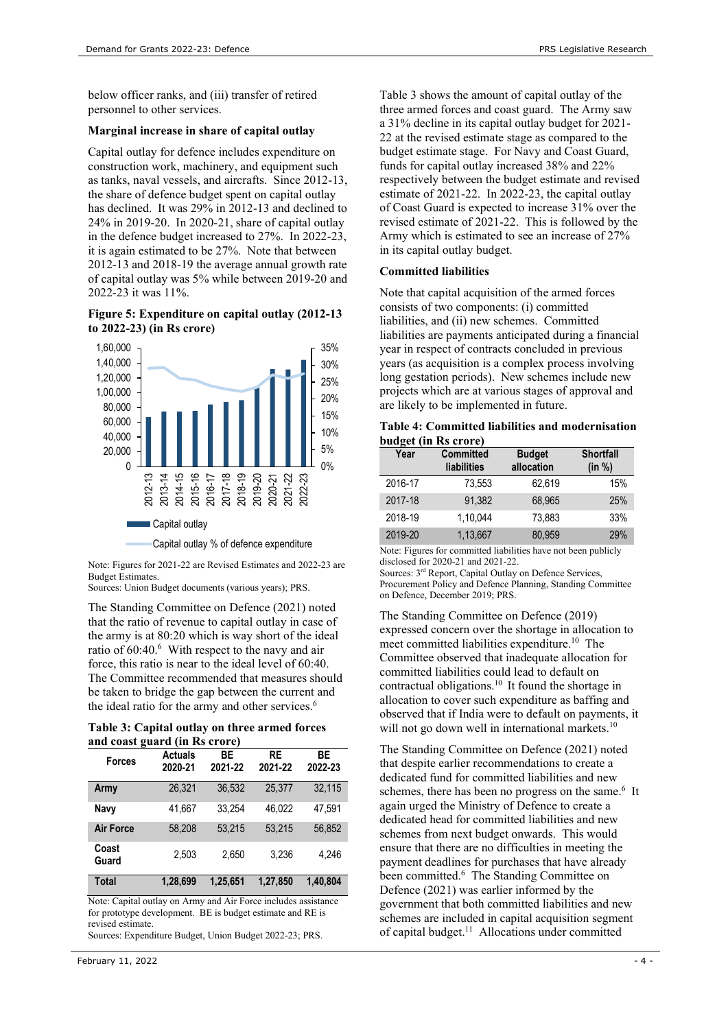below officer ranks, and (iii) transfer of retired personnel to other services.

### Marginal increase in share of capital outlay

Capital outlay for defence includes expenditure on construction work, machinery, and equipment such as tanks, naval vessels, and aircrafts. Since 2012-13, the share of defence budget spent on capital outlay has declined. It was 29% in 2012-13 and declined to 24% in 2019-20. In 2020-21, share of capital outlay in the defence budget increased to 27%. In 2022-23, it is again estimated to be 27%. Note that between 2012-13 and 2018-19 the average annual growth rate of capital outlay was 5% while between 2019-20 and 2022-23 it was 11%.

**Figure 5: Expenditure on capital outlay (2012-13 to 2022-23) (in Rs crore)**

Note: Figures for 2021-22 are Revised Estimates and 2022-23 are Budget Estimates.
Sources: Union Budget documents (various years); PRS.

The Standing Committee on Defence (2021) noted that the ratio of revenue to capital outlay in case of the army is at 80:20 which is way short of the ideal ratio of 60:40.[6] With respect to the navy and air force, this ratio is near to the ideal level of 60:40. The Committee recommended that measures should be taken to bridge the gap between the current and the ideal ratio for the army and other services.[6]

**Table 3: Capital outlay on three armed forces and coast guard (in Rs crore)**

| Forces | Actuals 2020-21 | BE 2021-22 | RE 2021-22 | BE 2022-23 |
|---|---|---|---|---|
| Army | 26,321 | 36,532 | 25,377 | 32,115 |
| Navy | 41,667 | 33,254 | 46,022 | 47,591 |
| Air Force | 58,208 | 53,215 | 53,215 | 56,852 |
| Coast Guard | 2,503 | 2,650 | 3,236 | 4,246 |
| **Total** | **1,28,699** | **1,25,651** | **1,27,850** | **1,40,804** |

Note: Capital outlay on Army and Air Force includes assistance for prototype development. BE is budget estimate and RE is revised estimate.
Sources: Expenditure Budget, Union Budget 2022-23; PRS.

Table 3 shows the amount of capital outlay of the three armed forces and coast guard. The Army saw a 31% decline in its capital outlay budget for 2021-22 at the revised estimate stage as compared to the budget estimate stage. For Navy and Coast Guard, funds for capital outlay increased 38% and 22% respectively between the budget estimate and revised estimate of 2021-22. In 2022-23, the capital outlay of Coast Guard is expected to increase 31% over the revised estimate of 2021-22. This is followed by the Army which is estimated to see an increase of 27% in its capital outlay budget.

### Committed liabilities

Note that capital acquisition of the armed forces consists of two components: (i) committed liabilities, and (ii) new schemes. Committed liabilities are payments anticipated during a financial year in respect of contracts concluded in previous years (as acquisition is a complex process involving long gestation periods). New schemes include new projects which are at various stages of approval and are likely to be implemented in future.

**Table 4: Committed liabilities and modernisation budget (in Rs crore)**

| Year | Committed liabilities | Budget allocation | Shortfall (in %) |
|---|---|---|---|
| 2016-17 | 73,553 | 62,619 | 15% |
| 2017-18 | 91,382 | 68,965 | 25% |
| 2018-19 | 1,10,044 | 73,883 | 33% |
| 2019-20 | 1,13,667 | 80,959 | 29% |

Note: Figures for committed liabilities have not been publicly disclosed for 2020-21 and 2021-22.
Sources: 3rd Report, Capital Outlay on Defence Services, Procurement Policy and Defence Planning, Standing Committee on Defence, December 2019; PRS.

The Standing Committee on Defence (2019) expressed concern over the shortage in allocation to meet committed liabilities expenditure.[10] The Committee observed that inadequate allocation for committed liabilities could lead to default on contractual obligations.[10] It found the shortage in allocation to cover such expenditure as baffing and observed that if India were to default on payments, it will not go down well in international markets.[10]

The Standing Committee on Defence (2021) noted that despite earlier recommendations to create a dedicated fund for committed liabilities and new schemes, there has been no progress on the same.[6] It again urged the Ministry of Defence to create a dedicated head for committed liabilities and new schemes from next budget onwards. This would ensure that there are no difficulties in meeting the payment deadlines for purchases that have already been committed.[6] The Standing Committee on Defence (2021) was earlier informed by the government that both committed liabilities and new schemes are included in capital acquisition segment of capital budget.[11] Allocations under committed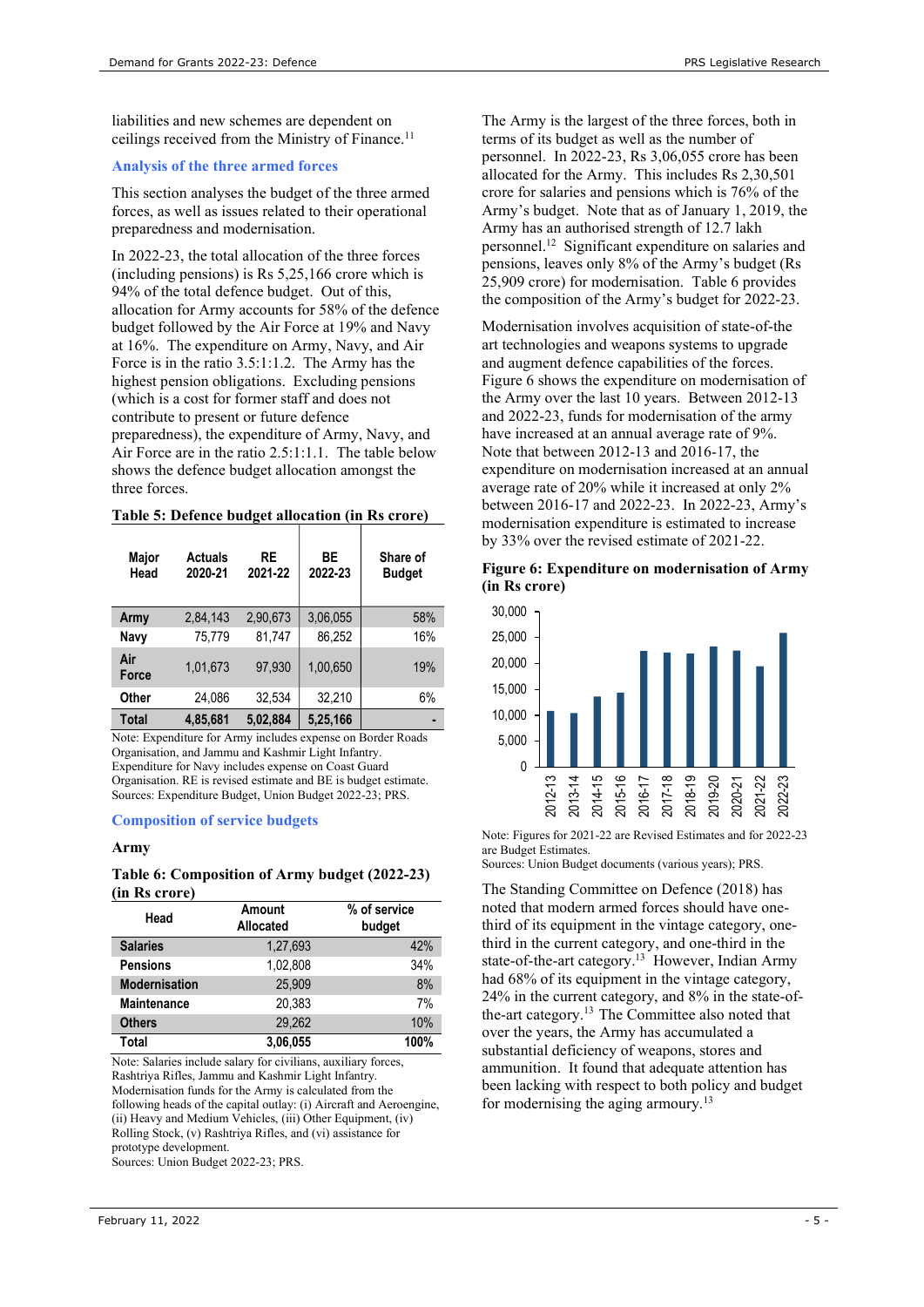liabilities and new schemes are dependent on ceilings received from the Ministry of Finance.[11]

## Analysis of the three armed forces

This section analyses the budget of the three armed forces, as well as issues related to their operational preparedness and modernisation.

In 2022-23, the total allocation of the three forces (including pensions) is Rs 5,25,166 crore which is 94% of the total defence budget. Out of this, allocation for Army accounts for 58% of the defence budget followed by the Air Force at 19% and Navy at 16%. The expenditure on Army, Navy, and Air Force is in the ratio 3.5:1:1.2. The Army has the highest pension obligations. Excluding pensions (which is a cost for former staff and does not contribute to present or future defence preparedness), the expenditure of Army, Navy, and Air Force are in the ratio 2.5:1:1.1. The table below shows the defence budget allocation amongst the three forces.

**Table 5: Defence budget allocation (in Rs crore)**

| Major Head | Actuals 2020-21 | RE 2021-22 | BE 2022-23 | Share of Budget |
|---|---|---|---|---|
| Army | 2,84,143 | 2,90,673 | 3,06,055 | 58% |
| Navy | 75,779 | 81,747 | 86,252 | 16% |
| Air Force | 1,01,673 | 97,930 | 1,00,650 | 19% |
| Other | 24,086 | 32,534 | 32,210 | 6% |
| **Total** | **4,85,681** | **5,02,884** | **5,25,166** | **-** |

Note: Expenditure for Army includes expense on Border Roads Organisation, and Jammu and Kashmir Light Infantry. Expenditure for Navy includes expense on Coast Guard Organisation. RE is revised estimate and BE is budget estimate.
Sources: Expenditure Budget, Union Budget 2022-23; PRS.

## Composition of service budgets

### Army

**Table 6: Composition of Army budget (2022-23) (in Rs crore)**

| Head | Amount Allocated | % of service budget |
|---|---|---|
| Salaries | 1,27,693 | 42% |
| Pensions | 1,02,808 | 34% |
| Modernisation | 25,909 | 8% |
| Maintenance | 20,383 | 7% |
| Others | 29,262 | 10% |
| **Total** | **3,06,055** | **100%** |

Note: Salaries include salary for civilians, auxiliary forces, Rashtriya Rifles, Jammu and Kashmir Light Infantry. Modernisation funds for the Army is calculated from the following heads of the capital outlay: (i) Aircraft and Aeroengine, (ii) Heavy and Medium Vehicles, (iii) Other Equipment, (iv) Rolling Stock, (v) Rashtriya Rifles, and (vi) assistance for prototype development.
Sources: Union Budget 2022-23; PRS.

The Army is the largest of the three forces, both in terms of its budget as well as the number of personnel. In 2022-23, Rs 3,06,055 crore has been allocated for the Army. This includes Rs 2,30,501 crore for salaries and pensions which is 76% of the Army's budget. Note that as of January 1, 2019, the Army has an authorised strength of 12.7 lakh personnel.[12] Significant expenditure on salaries and pensions, leaves only 8% of the Army's budget (Rs 25,909 crore) for modernisation. Table 6 provides the composition of the Army's budget for 2022-23.

Modernisation involves acquisition of state-of-the art technologies and weapons systems to upgrade and augment defence capabilities of the forces. Figure 6 shows the expenditure on modernisation of the Army over the last 10 years. Between 2012-13 and 2022-23, funds for modernisation of the army have increased at an annual average rate of 9%. Note that between 2012-13 and 2016-17, the expenditure on modernisation increased at an annual average rate of 20% while it increased at only 2% between 2016-17 and 2022-23. In 2022-23, Army's modernisation expenditure is estimated to increase by 33% over the revised estimate of 2021-22.

**Figure 6: Expenditure on modernisation of Army (in Rs crore)**

Note: Figures for 2021-22 are Revised Estimates and for 2022-23 are Budget Estimates.
Sources: Union Budget documents (various years); PRS.

The Standing Committee on Defence (2018) has noted that modern armed forces should have one-third of its equipment in the vintage category, one-third in the current category, and one-third in the state-of-the-art category.[13] However, Indian Army had 68% of its equipment in the vintage category, 24% in the current category, and 8% in the state-of-the-art category.[13] The Committee also noted that over the years, the Army has accumulated a substantial deficiency of weapons, stores and ammunition. It found that adequate attention has been lacking with respect to both policy and budget for modernising the aging armoury.[13]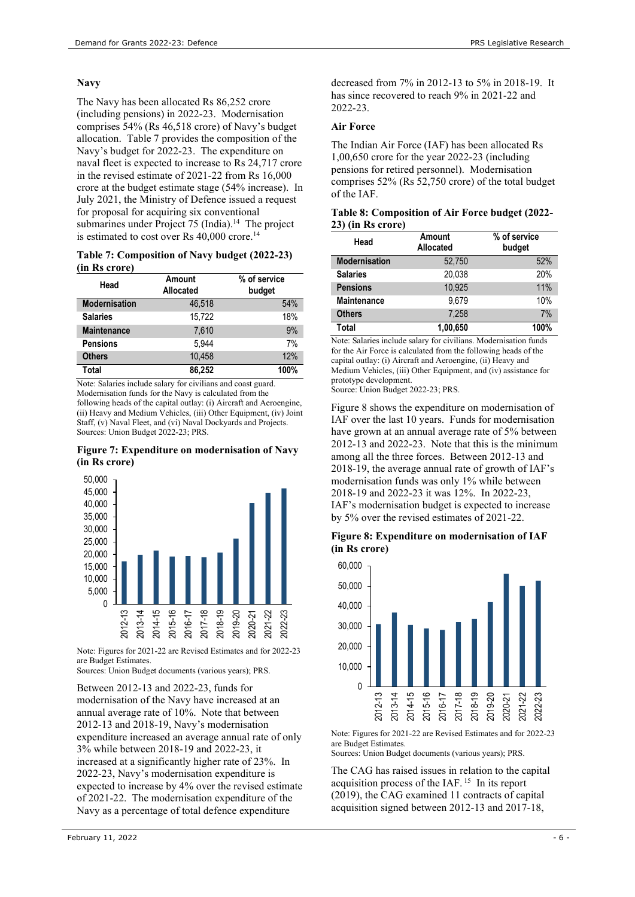### Navy

The Navy has been allocated Rs 86,252 crore (including pensions) in 2022-23. Modernisation comprises 54% (Rs 46,518 crore) of Navy's budget allocation. Table 7 provides the composition of the Navy's budget for 2022-23. The expenditure on naval fleet is expected to increase to Rs 24,717 crore in the revised estimate of 2021-22 from Rs 16,000 crore at the budget estimate stage (54% increase). In July 2021, the Ministry of Defence issued a request for proposal for acquiring six conventional submarines under Project 75 (India).[14] The project is estimated to cost over Rs 40,000 crore.[14]

**Table 7: Composition of Navy budget (2022-23) (in Rs crore)**

| Head | Amount Allocated | % of service budget |
|---|---|---|
| Modernisation | 46,518 | 54% |
| Salaries | 15,722 | 18% |
| Maintenance | 7,610 | 9% |
| Pensions | 5,944 | 7% |
| Others | 10,458 | 12% |
| **Total** | **86,252** | **100%** |

Note: Salaries include salary for civilians and coast guard. Modernisation funds for the Navy is calculated from the following heads of the capital outlay: (i) Aircraft and Aeroengine, (ii) Heavy and Medium Vehicles, (iii) Other Equipment, (iv) Joint Staff, (v) Naval Fleet, and (vi) Naval Dockyards and Projects.
Sources: Union Budget 2022-23; PRS.

**Figure 7: Expenditure on modernisation of Navy (in Rs crore)**

Note: Figures for 2021-22 are Revised Estimates and for 2022-23 are Budget Estimates.
Sources: Union Budget documents (various years); PRS.

Between 2012-13 and 2022-23, funds for modernisation of the Navy have increased at an annual average rate of 10%. Note that between 2012-13 and 2018-19, Navy's modernisation expenditure increased an average annual rate of only 3% while between 2018-19 and 2022-23, it increased at a significantly higher rate of 23%. In 2022-23, Navy's modernisation expenditure is expected to increase by 4% over the revised estimate of 2021-22. The modernisation expenditure of the Navy as a percentage of total defence expenditure decreased from 7% in 2012-13 to 5% in 2018-19. It has since recovered to reach 9% in 2021-22 and 2022-23.

### Air Force

The Indian Air Force (IAF) has been allocated Rs 1,00,650 crore for the year 2022-23 (including pensions for retired personnel). Modernisation comprises 52% (Rs 52,750 crore) of the total budget of the IAF.

**Table 8: Composition of Air Force budget (2022-23) (in Rs crore)**

| Head | Amount Allocated | % of service budget |
|---|---|---|
| Modernisation | 52,750 | 52% |
| Salaries | 20,038 | 20% |
| Pensions | 10,925 | 11% |
| Maintenance | 9,679 | 10% |
| Others | 7,258 | 7% |
| **Total** | **1,00,650** | **100%** |

Note: Salaries include salary for civilians. Modernisation funds for the Air Force is calculated from the following heads of the capital outlay: (i) Aircraft and Aeroengine, (ii) Heavy and Medium Vehicles, (iii) Other Equipment, and (iv) assistance for prototype development.
Source: Union Budget 2022-23; PRS.

Figure 8 shows the expenditure on modernisation of IAF over the last 10 years. Funds for modernisation have grown at an annual average rate of 5% between 2012-13 and 2022-23. Note that this is the minimum among all the three forces. Between 2012-13 and 2018-19, the average annual rate of growth of IAF's modernisation funds was only 1% while between 2018-19 and 2022-23 it was 12%. In 2022-23, IAF's modernisation budget is expected to increase by 5% over the revised estimates of 2021-22.

**Figure 8: Expenditure on modernisation of IAF (in Rs crore)**

Note: Figures for 2021-22 are Revised Estimates and for 2022-23 are Budget Estimates.
Sources: Union Budget documents (various years); PRS.

The CAG has raised issues in relation to the capital acquisition process of the IAF.[15] In its report (2019), the CAG examined 11 contracts of capital acquisition signed between 2012-13 and 2017-18,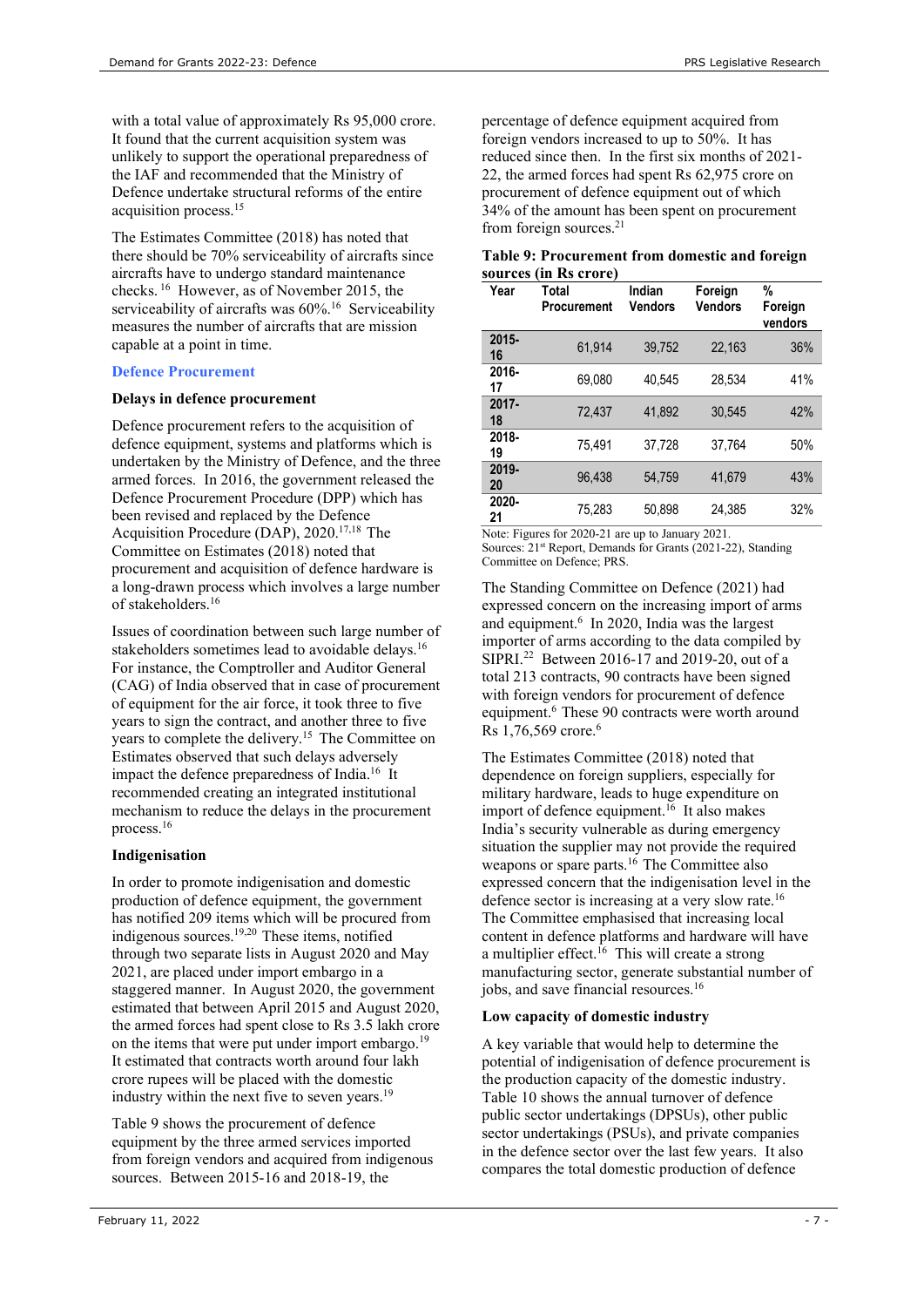with a total value of approximately Rs 95,000 crore. It found that the current acquisition system was unlikely to support the operational preparedness of the IAF and recommended that the Ministry of Defence undertake structural reforms of the entire acquisition process.[15]

The Estimates Committee (2018) has noted that there should be 70% serviceability of aircrafts since aircrafts have to undergo standard maintenance checks.[16] However, as of November 2015, the serviceability of aircrafts was 60%.[16] Serviceability measures the number of aircrafts that are mission capable at a point in time.

## Defence Procurement

### Delays in defence procurement

Defence procurement refers to the acquisition of defence equipment, systems and platforms which is undertaken by the Ministry of Defence, and the three armed forces. In 2016, the government released the Defence Procurement Procedure (DPP) which has been revised and replaced by the Defence Acquisition Procedure (DAP), 2020.[17,18] The Committee on Estimates (2018) noted that procurement and acquisition of defence hardware is a long-drawn process which involves a large number of stakeholders.[16]

Issues of coordination between such large number of stakeholders sometimes lead to avoidable delays.[16] For instance, the Comptroller and Auditor General (CAG) of India observed that in case of procurement of equipment for the air force, it took three to five years to sign the contract, and another three to five years to complete the delivery.[15] The Committee on Estimates observed that such delays adversely impact the defence preparedness of India.[16] It recommended creating an integrated institutional mechanism to reduce the delays in the procurement process.[16]

### Indigenisation

In order to promote indigenisation and domestic production of defence equipment, the government has notified 209 items which will be procured from indigenous sources.[19,20] These items, notified through two separate lists in August 2020 and May 2021, are placed under import embargo in a staggered manner. In August 2020, the government estimated that between April 2015 and August 2020, the armed forces had spent close to Rs 3.5 lakh crore on the items that were put under import embargo.[19] It estimated that contracts worth around four lakh crore rupees will be placed with the domestic industry within the next five to seven years.[19]

Table 9 shows the procurement of defence equipment by the three armed services imported from foreign vendors and acquired from indigenous sources. Between 2015-16 and 2018-19, the percentage of defence equipment acquired from foreign vendors increased to up to 50%. It has reduced since then. In the first six months of 2021-22, the armed forces had spent Rs 62,975 crore on procurement of defence equipment out of which 34% of the amount has been spent on procurement from foreign sources.[21]

**Table 9: Procurement from domestic and foreign sources (in Rs crore)**

| Year | Total Procurement | Indian Vendors | Foreign Vendors | % Foreign vendors |
|---|---|---|---|---|
| 2015-16 | 61,914 | 39,752 | 22,163 | 36% |
| 2016-17 | 69,080 | 40,545 | 28,534 | 41% |
| 2017-18 | 72,437 | 41,892 | 30,545 | 42% |
| 2018-19 | 75,491 | 37,728 | 37,764 | 50% |
| 2019-20 | 96,438 | 54,759 | 41,679 | 43% |
| 2020-21 | 75,283 | 50,898 | 24,385 | 32% |

Note: Figures for 2020-21 are up to January 2021.
Sources: 21st Report, Demands for Grants (2021-22), Standing Committee on Defence; PRS.

The Standing Committee on Defence (2021) had expressed concern on the increasing import of arms and equipment.[6] In 2020, India was the largest importer of arms according to the data compiled by SIPRI.[22] Between 2016-17 and 2019-20, out of a total 213 contracts, 90 contracts have been signed with foreign vendors for procurement of defence equipment.[6] These 90 contracts were worth around Rs 1,76,569 crore.[6]

The Estimates Committee (2018) noted that dependence on foreign suppliers, especially for military hardware, leads to huge expenditure on import of defence equipment.[16] It also makes India's security vulnerable as during emergency situation the supplier may not provide the required weapons or spare parts.[16] The Committee also expressed concern that the indigenisation level in the defence sector is increasing at a very slow rate.[16] The Committee emphasised that increasing local content in defence platforms and hardware will have a multiplier effect.[16] This will create a strong manufacturing sector, generate substantial number of jobs, and save financial resources.[16]

### Low capacity of domestic industry

A key variable that would help to determine the potential of indigenisation of defence procurement is the production capacity of the domestic industry. Table 10 shows the annual turnover of defence public sector undertakings (DPSUs), other public sector undertakings (PSUs), and private companies in the defence sector over the last few years. It also compares the total domestic production of defence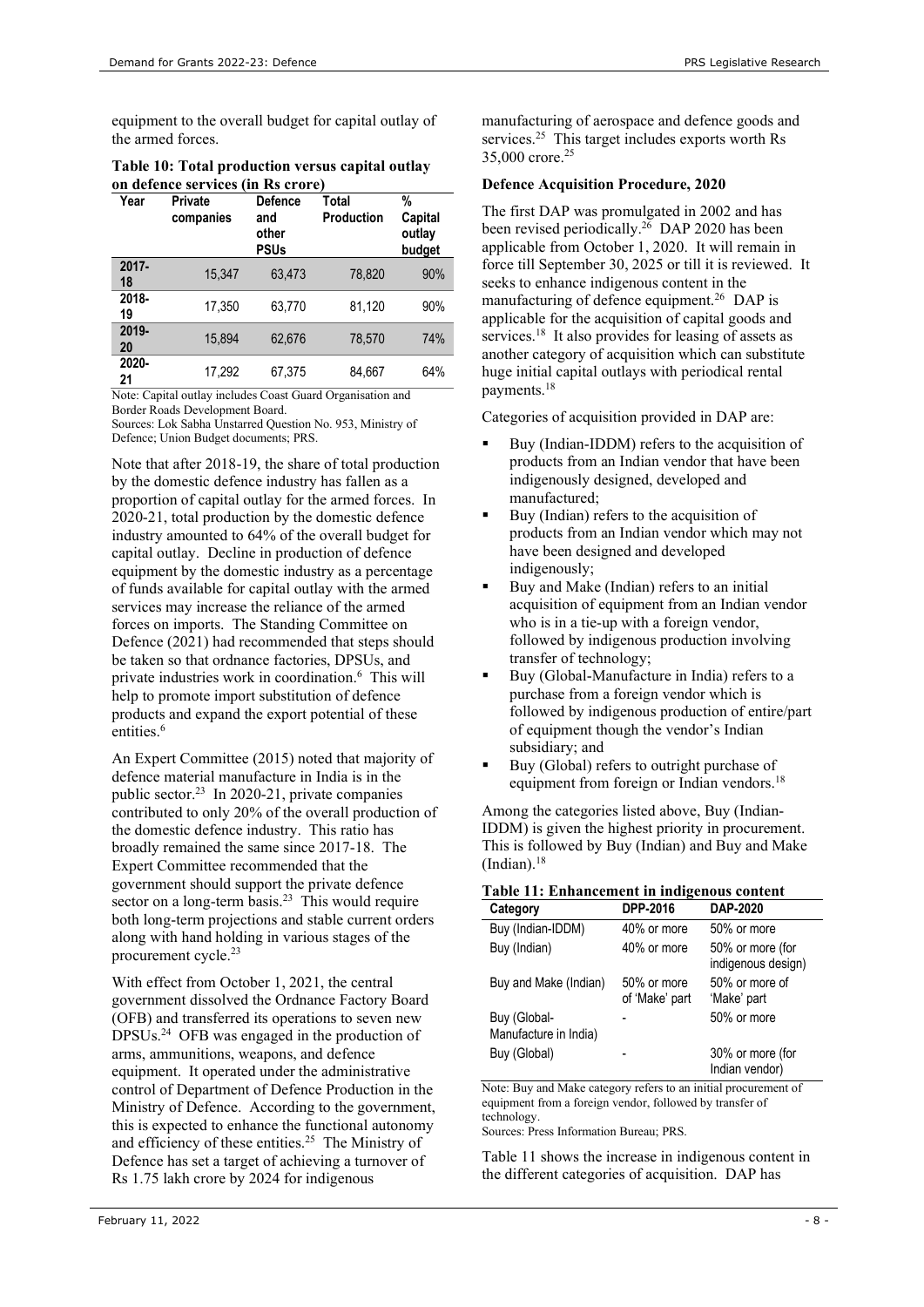equipment to the overall budget for capital outlay of the armed forces.

**Table 10: Total production versus capital outlay on defence services (in Rs crore)**

| Year | Private companies | Defence and other PSUs | Total Production | % Capital outlay budget |
|---|---|---|---|---|
| 2017-18 | 15,347 | 63,473 | 78,820 | 90% |
| 2018-19 | 17,350 | 63,770 | 81,120 | 90% |
| 2019-20 | 15,894 | 62,676 | 78,570 | 74% |
| 2020-21 | 17,292 | 67,375 | 84,667 | 64% |

Note: Capital outlay includes Coast Guard Organisation and Border Roads Development Board.
Sources: Lok Sabha Unstarred Question No. 953, Ministry of Defence; Union Budget documents; PRS.

Note that after 2018-19, the share of total production by the domestic defence industry has fallen as a proportion of capital outlay for the armed forces. In 2020-21, total production by the domestic defence industry amounted to 64% of the overall budget for capital outlay. Decline in production of defence equipment by the domestic industry as a percentage of funds available for capital outlay with the armed services may increase the reliance of the armed forces on imports. The Standing Committee on Defence (2021) had recommended that steps should be taken so that ordnance factories, DPSUs, and private industries work in coordination.[6] This will help to promote import substitution of defence products and expand the export potential of these entities.[6]

An Expert Committee (2015) noted that majority of defence material manufacture in India is in the public sector.[23] In 2020-21, private companies contributed to only 20% of the overall production of the domestic defence industry. This ratio has broadly remained the same since 2017-18. The Expert Committee recommended that the government should support the private defence sector on a long-term basis.[23] This would require both long-term projections and stable current orders along with hand holding in various stages of the procurement cycle.[23]

With effect from October 1, 2021, the central government dissolved the Ordnance Factory Board (OFB) and transferred its operations to seven new DPSUs.[24] OFB was engaged in the production of arms, ammunitions, weapons, and defence equipment. It operated under the administrative control of Department of Defence Production in the Ministry of Defence. According to the government, this is expected to enhance the functional autonomy and efficiency of these entities.[25] The Ministry of Defence has set a target of achieving a turnover of Rs 1.75 lakh crore by 2024 for indigenous manufacturing of aerospace and defence goods and services.[25] This target includes exports worth Rs 35,000 crore.[25]

**Defence Acquisition Procedure, 2020**

The first DAP was promulgated in 2002 and has been revised periodically.[26] DAP 2020 has been applicable from October 1, 2020. It will remain in force till September 30, 2025 or till it is reviewed. It seeks to enhance indigenous content in the manufacturing of defence equipment.[26] DAP is applicable for the acquisition of capital goods and services.[18] It also provides for leasing of assets as another category of acquisition which can substitute huge initial capital outlays with periodical rental payments.[18]

Categories of acquisition provided in DAP are:

- Buy (Indian-IDDM) refers to the acquisition of products from an Indian vendor that have been indigenously designed, developed and manufactured;
- Buy (Indian) refers to the acquisition of products from an Indian vendor which may not have been designed and developed indigenously;
- Buy and Make (Indian) refers to an initial acquisition of equipment from an Indian vendor who is in a tie-up with a foreign vendor, followed by indigenous production involving transfer of technology;
- Buy (Global-Manufacture in India) refers to a purchase from a foreign vendor which is followed by indigenous production of entire/part of equipment though the vendor's Indian subsidiary; and
- Buy (Global) refers to outright purchase of equipment from foreign or Indian vendors.[18]

Among the categories listed above, Buy (Indian-IDDM) is given the highest priority in procurement. This is followed by Buy (Indian) and Buy and Make (Indian).[18]

**Table 11: Enhancement in indigenous content**

| Category | DPP-2016 | DAP-2020 |
|---|---|---|
| Buy (Indian-IDDM) | 40% or more | 50% or more |
| Buy (Indian) | 40% or more | 50% or more (for indigenous design) |
| Buy and Make (Indian) | 50% or more of 'Make' part | 50% or more of 'Make' part |
| Buy (Global-Manufacture in India) | - | 50% or more |
| Buy (Global) | - | 30% or more (for Indian vendor) |

Note: Buy and Make category refers to an initial procurement of equipment from a foreign vendor, followed by transfer of technology.
Sources: Press Information Bureau; PRS.

Table 11 shows the increase in indigenous content in the different categories of acquisition. DAP has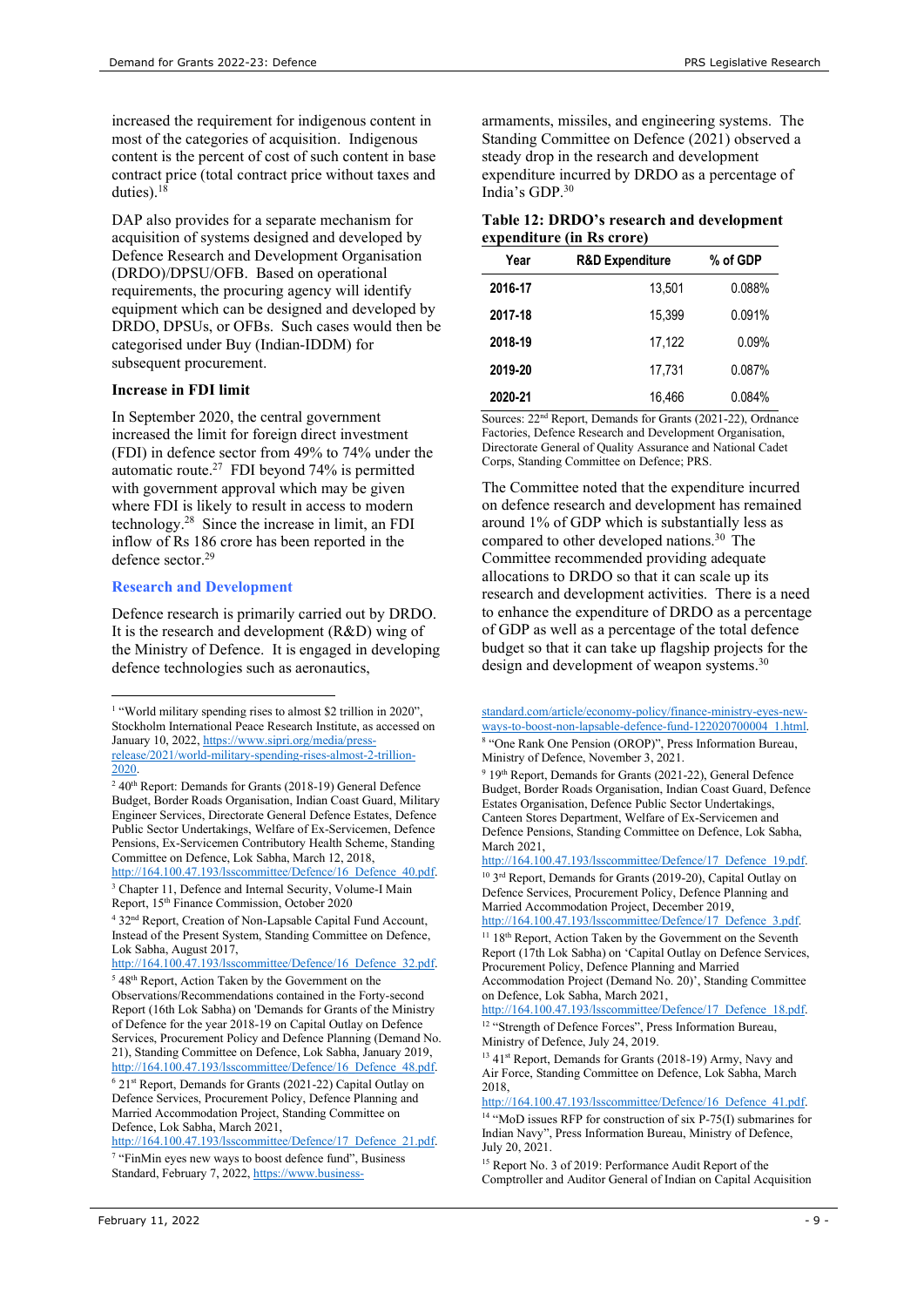increased the requirement for indigenous content in most of the categories of acquisition. Indigenous content is the percent of cost of such content in base contract price (total contract price without taxes and duties).[18]

DAP also provides for a separate mechanism for acquisition of systems designed and developed by Defence Research and Development Organisation (DRDO)/DPSU/OFB. Based on operational requirements, the procuring agency will identify equipment which can be designed and developed by DRDO, DPSUs, or OFBs. Such cases would then be categorised under Buy (Indian-IDDM) for subsequent procurement.

**Increase in FDI limit**

In September 2020, the central government increased the limit for foreign direct investment (FDI) in defence sector from 49% to 74% under the automatic route.[27] FDI beyond 74% is permitted with government approval which may be given where FDI is likely to result in access to modern technology.[28] Since the increase in limit, an FDI inflow of Rs 186 crore has been reported in the defence sector.[29]

## Research and Development

Defence research is primarily carried out by DRDO. It is the research and development (R&D) wing of the Ministry of Defence. It is engaged in developing defence technologies such as aeronautics, armaments, missiles, and engineering systems. The Standing Committee on Defence (2021) observed a steady drop in the research and development expenditure incurred by DRDO as a percentage of India's GDP.[30]

**Table 12: DRDO's research and development expenditure (in Rs crore)**

| Year | R&D Expenditure | % of GDP |
|---|---|---|
| 2016-17 | 13,501 | 0.088% |
| 2017-18 | 15,399 | 0.091% |
| 2018-19 | 17,122 | 0.09% |
| 2019-20 | 17,731 | 0.087% |
| 2020-21 | 16,466 | 0.084% |

Sources: 22nd Report, Demands for Grants (2021-22), Ordnance Factories, Defence Research and Development Organisation, Directorate General of Quality Assurance and National Cadet Corps, Standing Committee on Defence; PRS.

The Committee noted that the expenditure incurred on defence research and development has remained around 1% of GDP which is substantially less as compared to other developed nations.[30] The Committee recommended providing adequate allocations to DRDO so that it can scale up its research and development activities. There is a need to enhance the expenditure of DRDO as a percentage of GDP as well as a percentage of the total defence budget so that it can take up flagship projects for the design and development of weapon systems.[30]

---

[1] "World military spending rises to almost $2 trillion in 2020", Stockholm International Peace Research Institute, as accessed on January 10, 2022, https://www.sipri.org/media/press-release/2021/world-military-spending-rises-almost-2-trillion-2020.

[2] 40th Report: Demands for Grants (2018-19) General Defence Budget, Border Roads Organisation, Indian Coast Guard, Military Engineer Services, Directorate General Defence Estates, Defence Public Sector Undertakings, Welfare of Ex-Servicemen, Defence Pensions, Ex-Servicemen Contributory Health Scheme, Standing Committee on Defence, Lok Sabha, March 12, 2018, http://164.100.47.193/lsscommittee/Defence/16_Defence_40.pdf.

[3] Chapter 11, Defence and Internal Security, Volume-I Main Report, 15th Finance Commission, October 2020

[4] 32nd Report, Creation of Non-Lapsable Capital Fund Account, Instead of the Present System, Standing Committee on Defence, Lok Sabha, August 2017, http://164.100.47.193/lsscommittee/Defence/16_Defence_32.pdf.

[5] 48th Report, Action Taken by the Government on the Observations/Recommendations contained in the Forty-second Report (16th Lok Sabha) on 'Demands for Grants of the Ministry of Defence for the year 2018-19 on Capital Outlay on Defence Services, Procurement Policy and Defence Planning (Demand No. 21), Standing Committee on Defence, Lok Sabha, January 2019, http://164.100.47.193/lsscommittee/Defence/16_Defence_48.pdf.

[6] 21st Report, Demands for Grants (2021-22) Capital Outlay on Defence Services, Procurement Policy, Defence Planning and Married Accommodation Project, Standing Committee on Defence, Lok Sabha, March 2021, http://164.100.47.193/lsscommittee/Defence/17_Defence_21.pdf.

[7] "FinMin eyes new ways to boost defence fund", Business Standard, February 7, 2022, https://www.business-standard.com/article/economy-policy/finance-ministry-eyes-new-ways-to-boost-non-lapsable-defence-fund-122020700004_1.html.

[8] "One Rank One Pension (OROP)", Press Information Bureau, Ministry of Defence, November 3, 2021.

[9] 19th Report, Demands for Grants (2021-22), General Defence Budget, Border Roads Organisation, Indian Coast Guard, Defence Estates Organisation, Defence Public Sector Undertakings, Canteen Stores Department, Welfare of Ex-Servicemen and Defence Pensions, Standing Committee on Defence, Lok Sabha, March 2021, http://164.100.47.193/lsscommittee/Defence/17_Defence_19.pdf.

[10] 3rd Report, Demands for Grants (2019-20), Capital Outlay on Defence Services, Procurement Policy, Defence Planning and Married Accommodation Project, December 2019, http://164.100.47.193/lsscommittee/Defence/17_Defence_3.pdf.

[11] 18th Report, Action Taken by the Government on the Seventh Report (17th Lok Sabha) on 'Capital Outlay on Defence Services, Procurement Policy, Defence Planning and Married Accommodation Project (Demand No. 20)', Standing Committee on Defence, Lok Sabha, March 2021, http://164.100.47.193/lsscommittee/Defence/17_Defence_18.pdf.

[12] "Strength of Defence Forces", Press Information Bureau, Ministry of Defence, July 24, 2019.

[13] 41st Report, Demands for Grants (2018-19) Army, Navy and Air Force, Standing Committee on Defence, Lok Sabha, March 2018, http://164.100.47.193/lsscommittee/Defence/16_Defence_41.pdf.

[14] "MoD issues RFP for construction of six P-75(I) submarines for Indian Navy", Press Information Bureau, Ministry of Defence, July 20, 2021.

[15] Report No. 3 of 2019: Performance Audit Report of the Comptroller and Auditor General of Indian on Capital Acquisition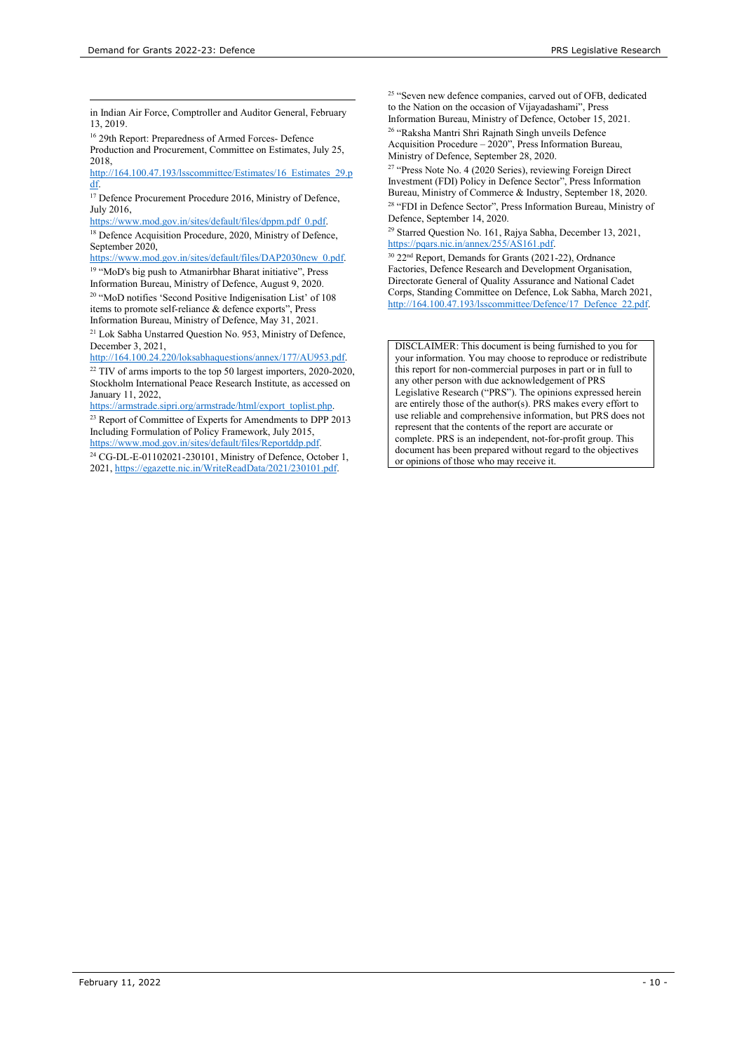in Indian Air Force, Comptroller and Auditor General, February 13, 2019.

[16] 29th Report: Preparedness of Armed Forces- Defence Production and Procurement, Committee on Estimates, July 25, 2018, http://164.100.47.193/lsscommittee/Estimates/16_Estimates_29.pdf.

[17] Defence Procurement Procedure 2016, Ministry of Defence, July 2016, https://www.mod.gov.in/sites/default/files/dppm.pdf_0.pdf.

[18] Defence Acquisition Procedure, 2020, Ministry of Defence, September 2020, https://www.mod.gov.in/sites/default/files/DAP2030new_0.pdf.

[19] "MoD's big push to Atmanirbhar Bharat initiative", Press Information Bureau, Ministry of Defence, August 9, 2020.

[20] "MoD notifies 'Second Positive Indigenisation List' of 108 items to promote self-reliance & defence exports", Press Information Bureau, Ministry of Defence, May 31, 2021.

[21] Lok Sabha Unstarred Question No. 953, Ministry of Defence, December 3, 2021, http://164.100.24.220/loksabhaquestions/annex/177/AU953.pdf.

[22] TIV of arms imports to the top 50 largest importers, 2020-2020, Stockholm International Peace Research Institute, as accessed on January 11, 2022, https://armstrade.sipri.org/armstrade/html/export_toplist.php.

[23] Report of Committee of Experts for Amendments to DPP 2013 Including Formulation of Policy Framework, July 2015, https://www.mod.gov.in/sites/default/files/Reportddp.pdf.

[24] CG-DL-E-01102021-230101, Ministry of Defence, October 1, 2021, https://egazette.nic.in/WriteReadData/2021/230101.pdf.

[25] "Seven new defence companies, carved out of OFB, dedicated to the Nation on the occasion of Vijayadashami", Press Information Bureau, Ministry of Defence, October 15, 2021.

[26] "Raksha Mantri Shri Rajnath Singh unveils Defence Acquisition Procedure – 2020", Press Information Bureau, Ministry of Defence, September 28, 2020.

[27] "Press Note No. 4 (2020 Series), reviewing Foreign Direct Investment (FDI) Policy in Defence Sector", Press Information Bureau, Ministry of Commerce & Industry, September 18, 2020.

[28] "FDI in Defence Sector", Press Information Bureau, Ministry of Defence, September 14, 2020.

[29] Starred Question No. 161, Rajya Sabha, December 13, 2021, https://pqars.nic.in/annex/255/AS161.pdf.

[30] 22nd Report, Demands for Grants (2021-22), Ordnance Factories, Defence Research and Development Organisation, Directorate General of Quality Assurance and National Cadet Corps, Standing Committee on Defence, Lok Sabha, March 2021, http://164.100.47.193/lsscommittee/Defence/17_Defence_22.pdf.

DISCLAIMER: This document is being furnished to you for your information. You may choose to reproduce or redistribute this report for non-commercial purposes in part or in full to any other person with due acknowledgement of PRS Legislative Research ("PRS"). The opinions expressed herein are entirely those of the author(s). PRS makes every effort to use reliable and comprehensive information, but PRS does not represent that the contents of the report are accurate or complete. PRS is an independent, not-for-profit group. This document has been prepared without regard to the objectives or opinions of those who may receive it.